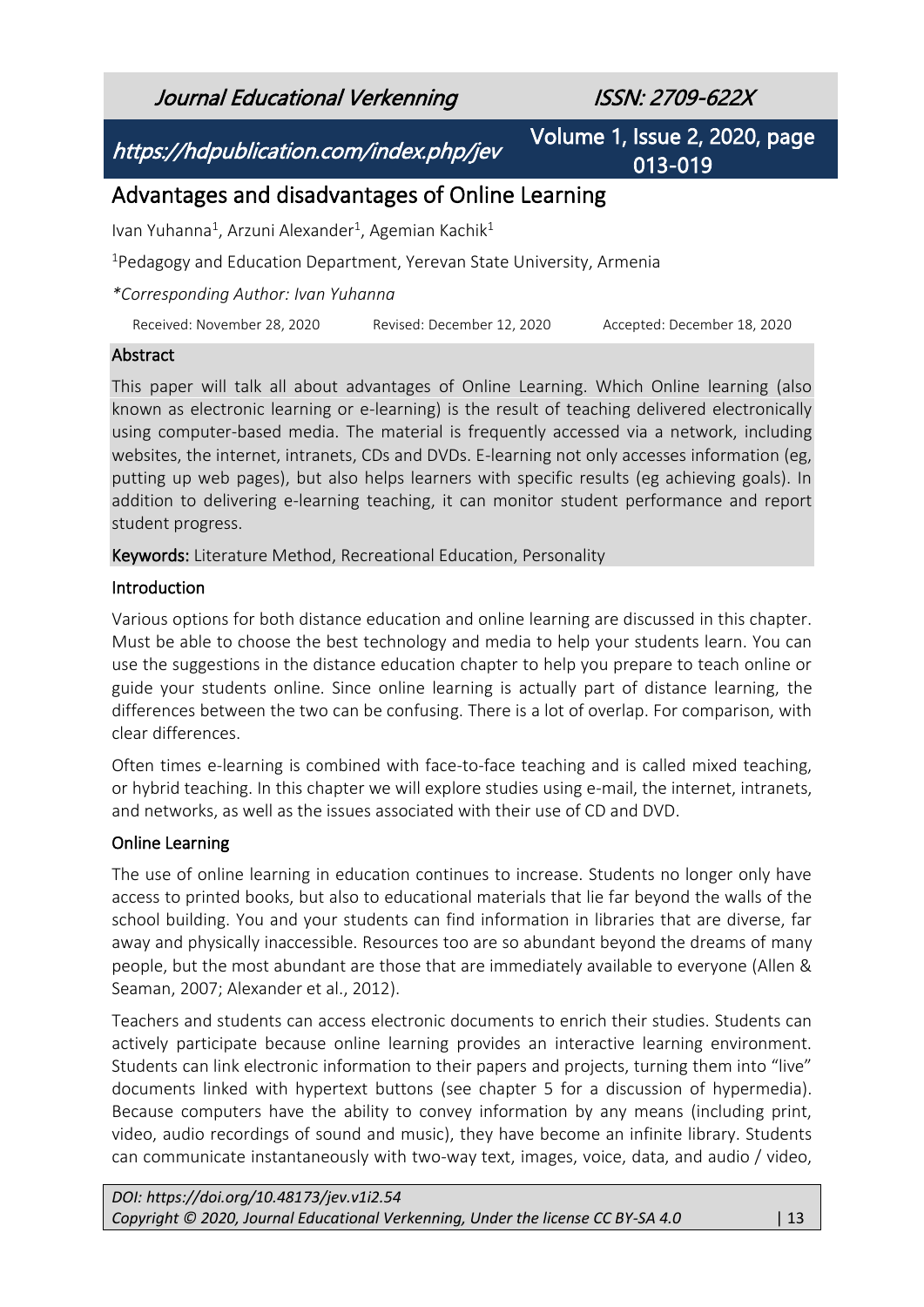# Advantages and disadvantages of Online Learning

Ivan Yuhanna[1], Arzuni Alexander[1], Agemian Kachik[1]

[1]Pedagogy and Education Department, Yerevan State University, Armenia

*\*Corresponding Author: Ivan Yuhanna*

Received: November 28, 2020 Revised: December 12, 2020 Accepted: December 18, 2020

## Abstract

This paper will talk all about advantages of Online Learning. Which Online learning (also known as electronic learning or e-learning) is the result of teaching delivered electronically using computer-based media. The material is frequently accessed via a network, including websites, the internet, intranets, CDs and DVDs. E-learning not only accesses information (eg, putting up web pages), but also helps learners with specific results (eg achieving goals). In addition to delivering e-learning teaching, it can monitor student performance and report student progress.

**Keywords:** Literature Method, Recreational Education, Personality

## Introduction

Various options for both distance education and online learning are discussed in this chapter. Must be able to choose the best technology and media to help your students learn. You can use the suggestions in the distance education chapter to help you prepare to teach online or guide your students online. Since online learning is actually part of distance learning, the differences between the two can be confusing. There is a lot of overlap. For comparison, with clear differences.

Often times e-learning is combined with face-to-face teaching and is called mixed teaching, or hybrid teaching. In this chapter we will explore studies using e-mail, the internet, intranets, and networks, as well as the issues associated with their use of CD and DVD.

## Online Learning

The use of online learning in education continues to increase. Students no longer only have access to printed books, but also to educational materials that lie far beyond the walls of the school building. You and your students can find information in libraries that are diverse, far away and physically inaccessible. Resources too are so abundant beyond the dreams of many people, but the most abundant are those that are immediately available to everyone (Allen & Seaman, 2007; Alexander et al., 2012).

Teachers and students can access electronic documents to enrich their studies. Students can actively participate because online learning provides an interactive learning environment. Students can link electronic information to their papers and projects, turning them into "live" documents linked with hypertext buttons (see chapter 5 for a discussion of hypermedia). Because computers have the ability to convey information by any means (including print, video, audio recordings of sound and music), they have become an infinite library. Students can communicate instantaneously with two-way text, images, voice, data, and audio / video,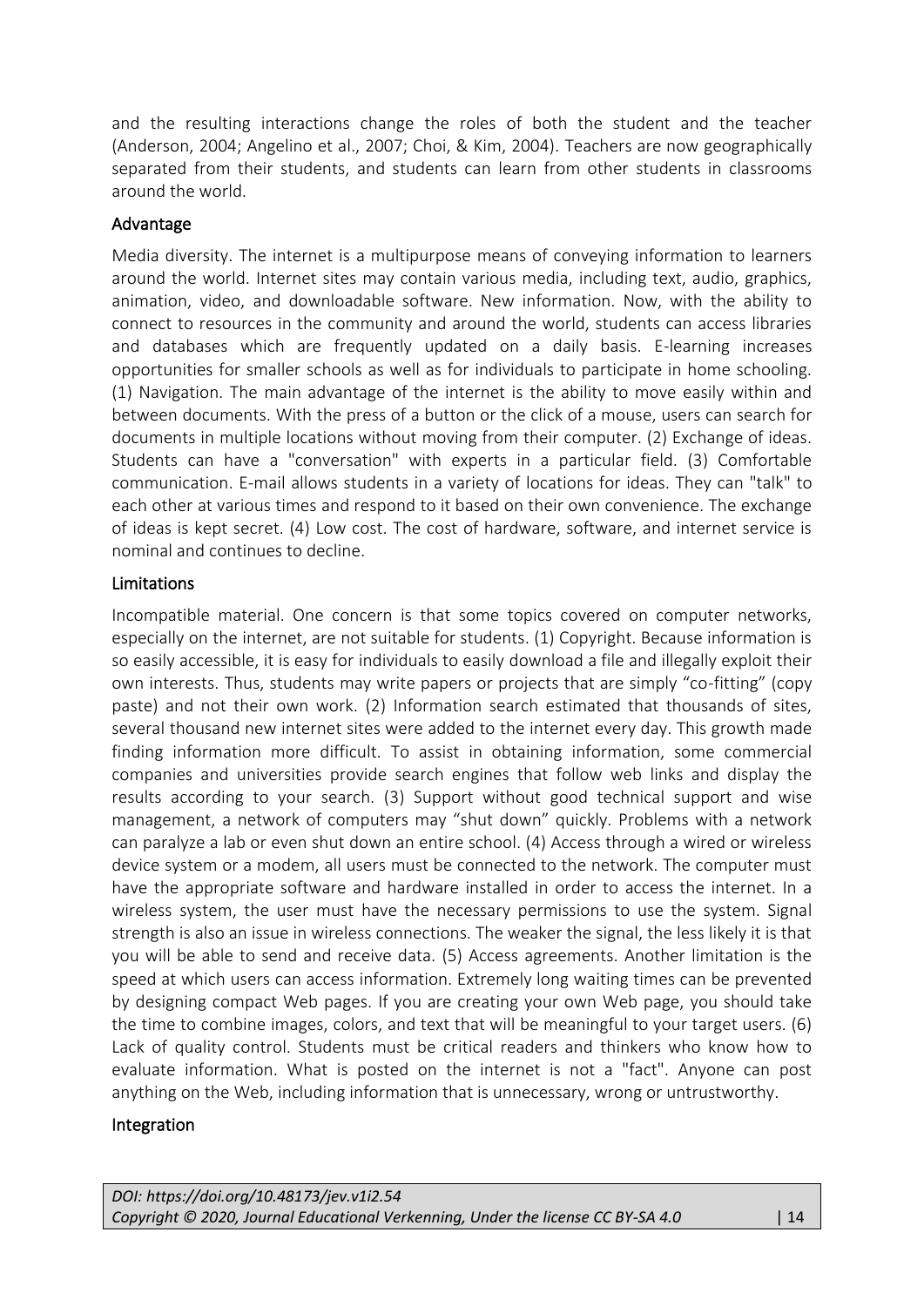and the resulting interactions change the roles of both the student and the teacher (Anderson, 2004; Angelino et al., 2007; Choi, & Kim, 2004). Teachers are now geographically separated from their students, and students can learn from other students in classrooms around the world.

## Advantage

Media diversity. The internet is a multipurpose means of conveying information to learners around the world. Internet sites may contain various media, including text, audio, graphics, animation, video, and downloadable software. New information. Now, with the ability to connect to resources in the community and around the world, students can access libraries and databases which are frequently updated on a daily basis. E-learning increases opportunities for smaller schools as well as for individuals to participate in home schooling. (1) Navigation. The main advantage of the internet is the ability to move easily within and between documents. With the press of a button or the click of a mouse, users can search for documents in multiple locations without moving from their computer. (2) Exchange of ideas. Students can have a "conversation" with experts in a particular field. (3) Comfortable communication. E-mail allows students in a variety of locations for ideas. They can "talk" to each other at various times and respond to it based on their own convenience. The exchange of ideas is kept secret. (4) Low cost. The cost of hardware, software, and internet service is nominal and continues to decline.

## Limitations

Incompatible material. One concern is that some topics covered on computer networks, especially on the internet, are not suitable for students. (1) Copyright. Because information is so easily accessible, it is easy for individuals to easily download a file and illegally exploit their own interests. Thus, students may write papers or projects that are simply "co-fitting" (copy paste) and not their own work. (2) Information search estimated that thousands of sites, several thousand new internet sites were added to the internet every day. This growth made finding information more difficult. To assist in obtaining information, some commercial companies and universities provide search engines that follow web links and display the results according to your search. (3) Support without good technical support and wise management, a network of computers may "shut down" quickly. Problems with a network can paralyze a lab or even shut down an entire school. (4) Access through a wired or wireless device system or a modem, all users must be connected to the network. The computer must have the appropriate software and hardware installed in order to access the internet. In a wireless system, the user must have the necessary permissions to use the system. Signal strength is also an issue in wireless connections. The weaker the signal, the less likely it is that you will be able to send and receive data. (5) Access agreements. Another limitation is the speed at which users can access information. Extremely long waiting times can be prevented by designing compact Web pages. If you are creating your own Web page, you should take the time to combine images, colors, and text that will be meaningful to your target users. (6) Lack of quality control. Students must be critical readers and thinkers who know how to evaluate information. What is posted on the internet is not a "fact". Anyone can post anything on the Web, including information that is unnecessary, wrong or untrustworthy.

## Integration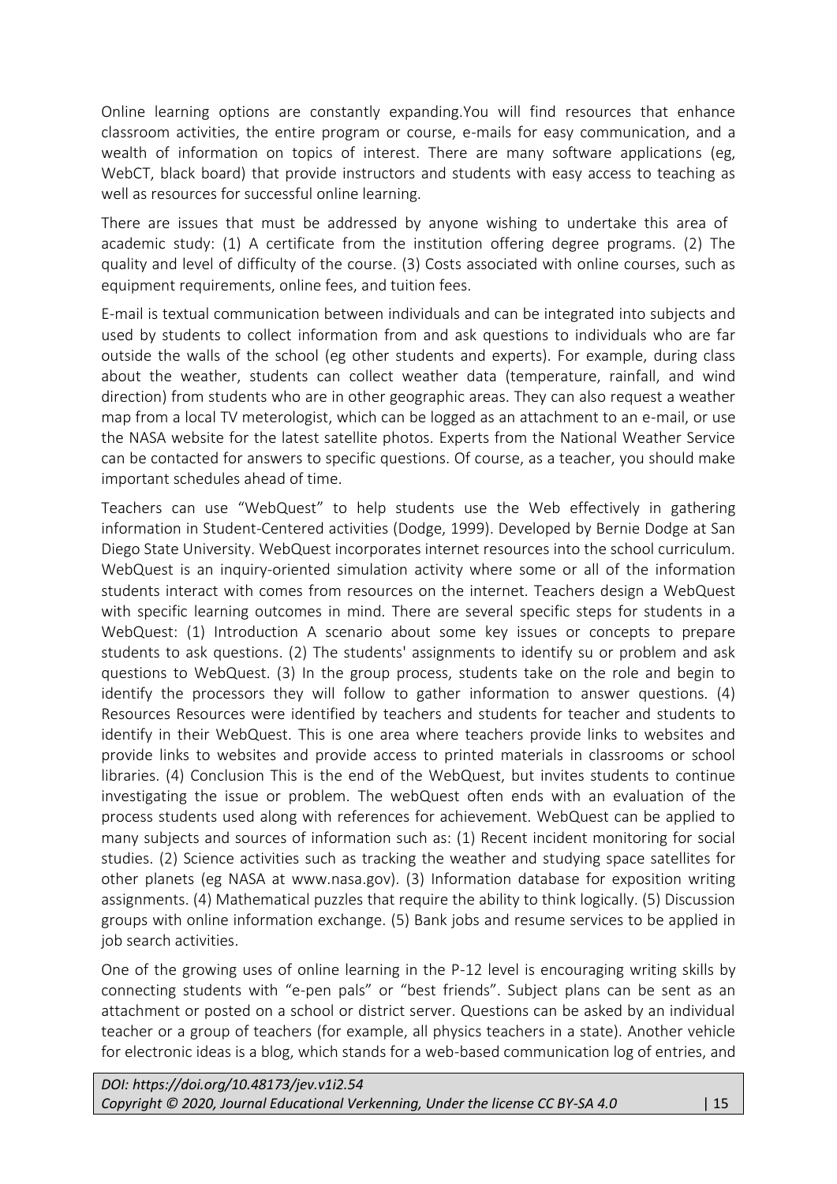Online learning options are constantly expanding.You will find resources that enhance classroom activities, the entire program or course, e-mails for easy communication, and a wealth of information on topics of interest. There are many software applications (eg, WebCT, black board) that provide instructors and students with easy access to teaching as well as resources for successful online learning.

There are issues that must be addressed by anyone wishing to undertake this area of academic study: (1) A certificate from the institution offering degree programs. (2) The quality and level of difficulty of the course. (3) Costs associated with online courses, such as equipment requirements, online fees, and tuition fees.

E-mail is textual communication between individuals and can be integrated into subjects and used by students to collect information from and ask questions to individuals who are far outside the walls of the school (eg other students and experts). For example, during class about the weather, students can collect weather data (temperature, rainfall, and wind direction) from students who are in other geographic areas. They can also request a weather map from a local TV meterologist, which can be logged as an attachment to an e-mail, or use the NASA website for the latest satellite photos. Experts from the National Weather Service can be contacted for answers to specific questions. Of course, as a teacher, you should make important schedules ahead of time.

Teachers can use "WebQuest" to help students use the Web effectively in gathering information in Student-Centered activities (Dodge, 1999). Developed by Bernie Dodge at San Diego State University. WebQuest incorporates internet resources into the school curriculum. WebQuest is an inquiry-oriented simulation activity where some or all of the information students interact with comes from resources on the internet. Teachers design a WebQuest with specific learning outcomes in mind. There are several specific steps for students in a WebQuest: (1) Introduction A scenario about some key issues or concepts to prepare students to ask questions. (2) The students' assignments to identify su or problem and ask questions to WebQuest. (3) In the group process, students take on the role and begin to identify the processors they will follow to gather information to answer questions. (4) Resources Resources were identified by teachers and students for teacher and students to identify in their WebQuest. This is one area where teachers provide links to websites and provide links to websites and provide access to printed materials in classrooms or school libraries. (4) Conclusion This is the end of the WebQuest, but invites students to continue investigating the issue or problem. The webQuest often ends with an evaluation of the process students used along with references for achievement. WebQuest can be applied to many subjects and sources of information such as: (1) Recent incident monitoring for social studies. (2) Science activities such as tracking the weather and studying space satellites for other planets (eg NASA at www.nasa.gov). (3) Information database for exposition writing assignments. (4) Mathematical puzzles that require the ability to think logically. (5) Discussion groups with online information exchange. (5) Bank jobs and resume services to be applied in job search activities.

One of the growing uses of online learning in the P-12 level is encouraging writing skills by connecting students with "e-pen pals" or "best friends". Subject plans can be sent as an attachment or posted on a school or district server. Questions can be asked by an individual teacher or a group of teachers (for example, all physics teachers in a state). Another vehicle for electronic ideas is a blog, which stands for a web-based communication log of entries, and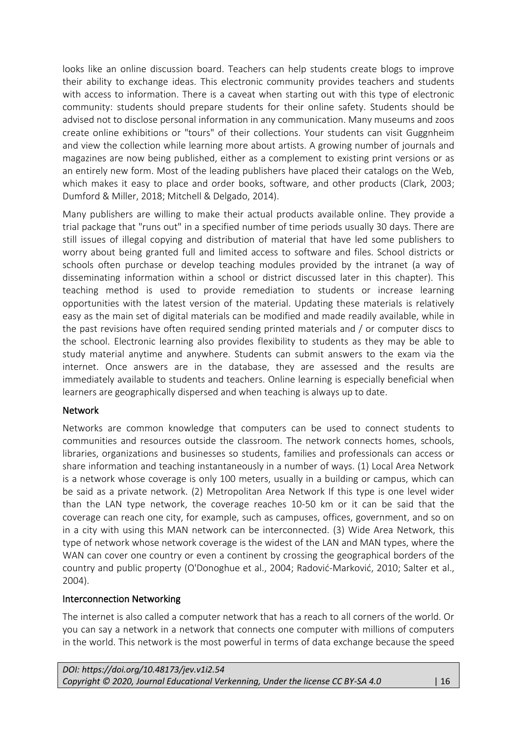looks like an online discussion board. Teachers can help students create blogs to improve their ability to exchange ideas. This electronic community provides teachers and students with access to information. There is a caveat when starting out with this type of electronic community: students should prepare students for their online safety. Students should be advised not to disclose personal information in any communication. Many museums and zoos create online exhibitions or "tours" of their collections. Your students can visit Guggnheim and view the collection while learning more about artists. A growing number of journals and magazines are now being published, either as a complement to existing print versions or as an entirely new form. Most of the leading publishers have placed their catalogs on the Web, which makes it easy to place and order books, software, and other products (Clark, 2003; Dumford & Miller, 2018; Mitchell & Delgado, 2014).

Many publishers are willing to make their actual products available online. They provide a trial package that "runs out" in a specified number of time periods usually 30 days. There are still issues of illegal copying and distribution of material that have led some publishers to worry about being granted full and limited access to software and files. School districts or schools often purchase or develop teaching modules provided by the intranet (a way of disseminating information within a school or district discussed later in this chapter). This teaching method is used to provide remediation to students or increase learning opportunities with the latest version of the material. Updating these materials is relatively easy as the main set of digital materials can be modified and made readily available, while in the past revisions have often required sending printed materials and / or computer discs to the school. Electronic learning also provides flexibility to students as they may be able to study material anytime and anywhere. Students can submit answers to the exam via the internet. Once answers are in the database, they are assessed and the results are immediately available to students and teachers. Online learning is especially beneficial when learners are geographically dispersed and when teaching is always up to date.

### Network

Networks are common knowledge that computers can be used to connect students to communities and resources outside the classroom. The network connects homes, schools, libraries, organizations and businesses so students, families and professionals can access or share information and teaching instantaneously in a number of ways. (1) Local Area Network is a network whose coverage is only 100 meters, usually in a building or campus, which can be said as a private network. (2) Metropolitan Area Network If this type is one level wider than the LAN type network, the coverage reaches 10-50 km or it can be said that the coverage can reach one city, for example, such as campuses, offices, government, and so on in a city with using this MAN network can be interconnected. (3) Wide Area Network, this type of network whose network coverage is the widest of the LAN and MAN types, where the WAN can cover one country or even a continent by crossing the geographical borders of the country and public property (O'Donoghue et al., 2004; Radović-Marković, 2010; Salter et al., 2004).

### Interconnection Networking

The internet is also called a computer network that has a reach to all corners of the world. Or you can say a network in a network that connects one computer with millions of computers in the world. This network is the most powerful in terms of data exchange because the speed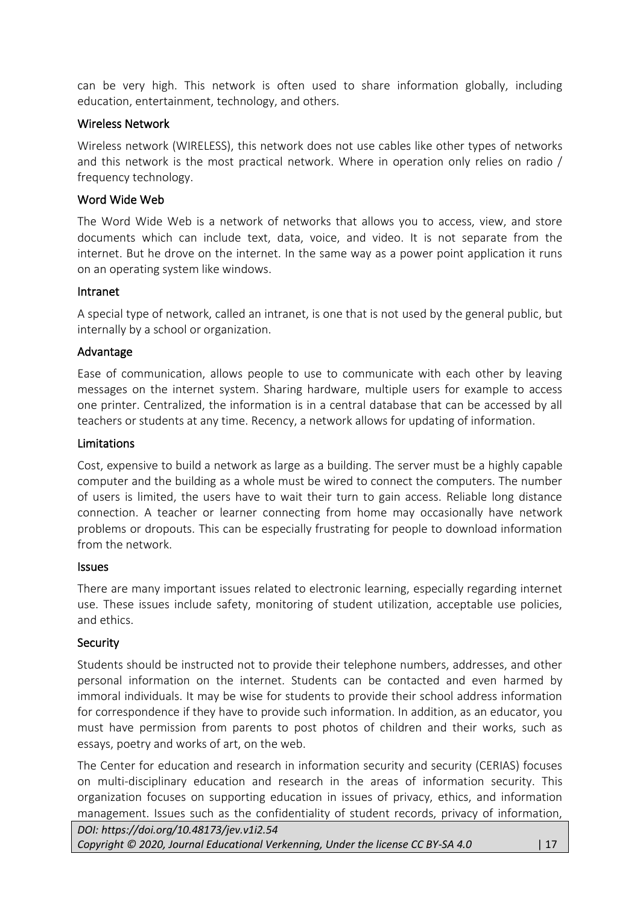can be very high. This network is often used to share information globally, including education, entertainment, technology, and others.

### Wireless Network

Wireless network (WIRELESS), this network does not use cables like other types of networks and this network is the most practical network. Where in operation only relies on radio / frequency technology.

### Word Wide Web

The Word Wide Web is a network of networks that allows you to access, view, and store documents which can include text, data, voice, and video. It is not separate from the internet. But he drove on the internet. In the same way as a power point application it runs on an operating system like windows.

### Intranet

A special type of network, called an intranet, is one that is not used by the general public, but internally by a school or organization.

### Advantage

Ease of communication, allows people to use to communicate with each other by leaving messages on the internet system. Sharing hardware, multiple users for example to access one printer. Centralized, the information is in a central database that can be accessed by all teachers or students at any time. Recency, a network allows for updating of information.

### Limitations

Cost, expensive to build a network as large as a building. The server must be a highly capable computer and the building as a whole must be wired to connect the computers. The number of users is limited, the users have to wait their turn to gain access. Reliable long distance connection. A teacher or learner connecting from home may occasionally have network problems or dropouts. This can be especially frustrating for people to download information from the network.

### Issues

There are many important issues related to electronic learning, especially regarding internet use. These issues include safety, monitoring of student utilization, acceptable use policies, and ethics.

### Security

Students should be instructed not to provide their telephone numbers, addresses, and other personal information on the internet. Students can be contacted and even harmed by immoral individuals. It may be wise for students to provide their school address information for correspondence if they have to provide such information. In addition, as an educator, you must have permission from parents to post photos of children and their works, such as essays, poetry and works of art, on the web.

The Center for education and research in information security and security (CERIAS) focuses on multi-disciplinary education and research in the areas of information security. This organization focuses on supporting education in issues of privacy, ethics, and information management. Issues such as the confidentiality of student records, privacy of information,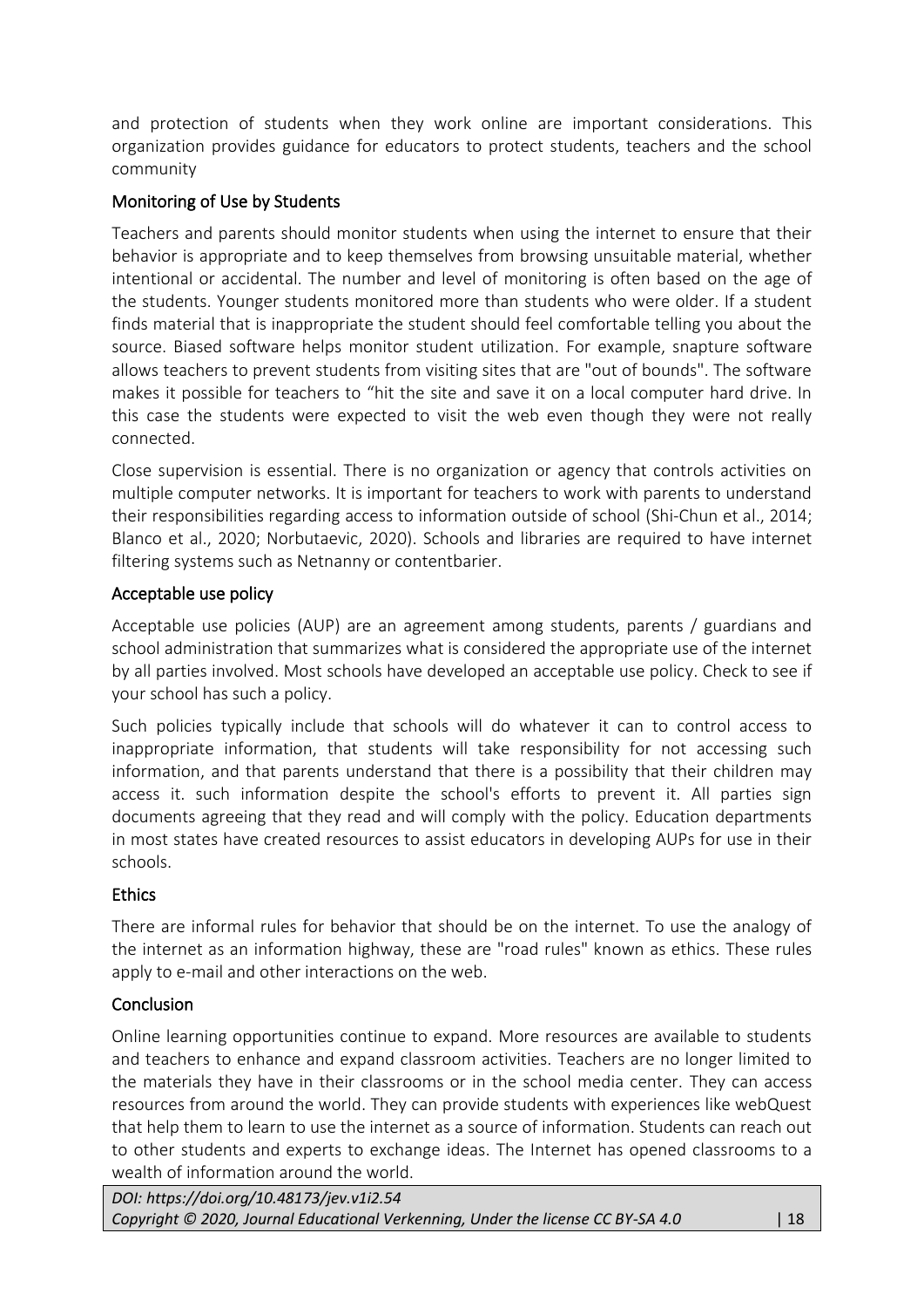and protection of students when they work online are important considerations. This organization provides guidance for educators to protect students, teachers and the school community

## Monitoring of Use by Students

Teachers and parents should monitor students when using the internet to ensure that their behavior is appropriate and to keep themselves from browsing unsuitable material, whether intentional or accidental. The number and level of monitoring is often based on the age of the students. Younger students monitored more than students who were older. If a student finds material that is inappropriate the student should feel comfortable telling you about the source. Biased software helps monitor student utilization. For example, snapture software allows teachers to prevent students from visiting sites that are "out of bounds". The software makes it possible for teachers to "hit the site and save it on a local computer hard drive. In this case the students were expected to visit the web even though they were not really connected.

Close supervision is essential. There is no organization or agency that controls activities on multiple computer networks. It is important for teachers to work with parents to understand their responsibilities regarding access to information outside of school (Shi-Chun et al., 2014; Blanco et al., 2020; Norbutaevic, 2020). Schools and libraries are required to have internet filtering systems such as Netnanny or contentbarier.

## Acceptable use policy

Acceptable use policies (AUP) are an agreement among students, parents / guardians and school administration that summarizes what is considered the appropriate use of the internet by all parties involved. Most schools have developed an acceptable use policy. Check to see if your school has such a policy.

Such policies typically include that schools will do whatever it can to control access to inappropriate information, that students will take responsibility for not accessing such information, and that parents understand that there is a possibility that their children may access it. such information despite the school's efforts to prevent it. All parties sign documents agreeing that they read and will comply with the policy. Education departments in most states have created resources to assist educators in developing AUPs for use in their schools.

## Ethics

There are informal rules for behavior that should be on the internet. To use the analogy of the internet as an information highway, these are "road rules" known as ethics. These rules apply to e-mail and other interactions on the web.

## Conclusion

Online learning opportunities continue to expand. More resources are available to students and teachers to enhance and expand classroom activities. Teachers are no longer limited to the materials they have in their classrooms or in the school media center. They can access resources from around the world. They can provide students with experiences like webQuest that help them to learn to use the internet as a source of information. Students can reach out to other students and experts to exchange ideas. The Internet has opened classrooms to a wealth of information around the world.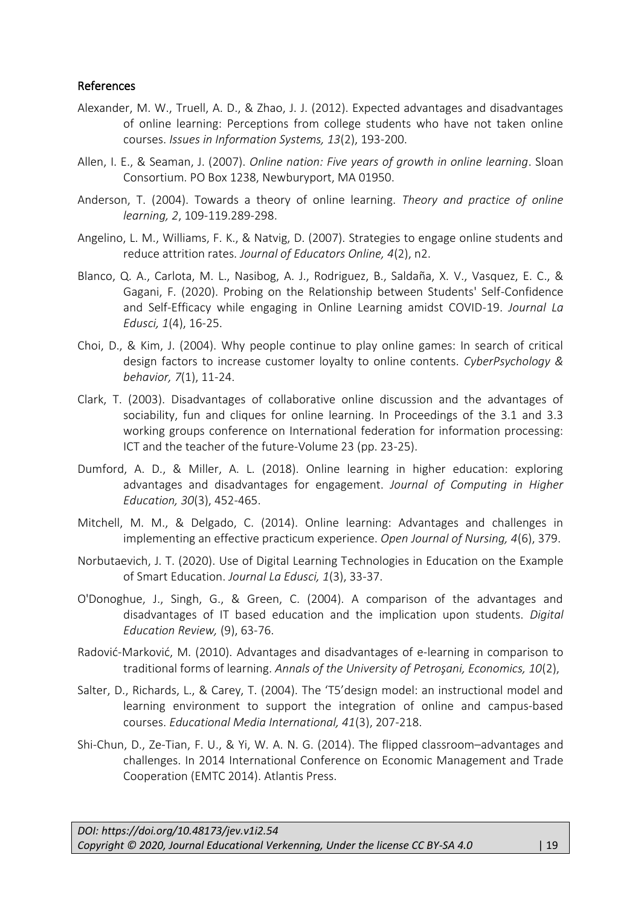## References

Alexander, M. W., Truell, A. D., & Zhao, J. J. (2012). Expected advantages and disadvantages of online learning: Perceptions from college students who have not taken online courses. *Issues in Information Systems, 13*(2), 193-200.

Allen, I. E., & Seaman, J. (2007). *Online nation: Five years of growth in online learning*. Sloan Consortium. PO Box 1238, Newburyport, MA 01950.

Anderson, T. (2004). Towards a theory of online learning. *Theory and practice of online learning, 2*, 109-119.289-298.

Angelino, L. M., Williams, F. K., & Natvig, D. (2007). Strategies to engage online students and reduce attrition rates. *Journal of Educators Online, 4*(2), n2.

Blanco, Q. A., Carlota, M. L., Nasibog, A. J., Rodriguez, B., Saldaña, X. V., Vasquez, E. C., & Gagani, F. (2020). Probing on the Relationship between Students' Self-Confidence and Self-Efficacy while engaging in Online Learning amidst COVID-19. *Journal La Edusci, 1*(4), 16-25.

Choi, D., & Kim, J. (2004). Why people continue to play online games: In search of critical design factors to increase customer loyalty to online contents. *CyberPsychology & behavior, 7*(1), 11-24.

Clark, T. (2003). Disadvantages of collaborative online discussion and the advantages of sociability, fun and cliques for online learning. In Proceedings of the 3.1 and 3.3 working groups conference on International federation for information processing: ICT and the teacher of the future-Volume 23 (pp. 23-25).

Dumford, A. D., & Miller, A. L. (2018). Online learning in higher education: exploring advantages and disadvantages for engagement. *Journal of Computing in Higher Education, 30*(3), 452-465.

Mitchell, M. M., & Delgado, C. (2014). Online learning: Advantages and challenges in implementing an effective practicum experience. *Open Journal of Nursing, 4*(6), 379.

Norbutaevich, J. T. (2020). Use of Digital Learning Technologies in Education on the Example of Smart Education. *Journal La Edusci, 1*(3), 33-37.

O'Donoghue, J., Singh, G., & Green, C. (2004). A comparison of the advantages and disadvantages of IT based education and the implication upon students. *Digital Education Review,* (9), 63-76.

Radović-Marković, M. (2010). Advantages and disadvantages of e-learning in comparison to traditional forms of learning. *Annals of the University of Petroşani, Economics, 10*(2),

Salter, D., Richards, L., & Carey, T. (2004). The 'T5'design model: an instructional model and learning environment to support the integration of online and campus-based courses. *Educational Media International, 41*(3), 207-218.

Shi-Chun, D., Ze-Tian, F. U., & Yi, W. A. N. G. (2014). The flipped classroom–advantages and challenges. In 2014 International Conference on Economic Management and Trade Cooperation (EMTC 2014). Atlantis Press.